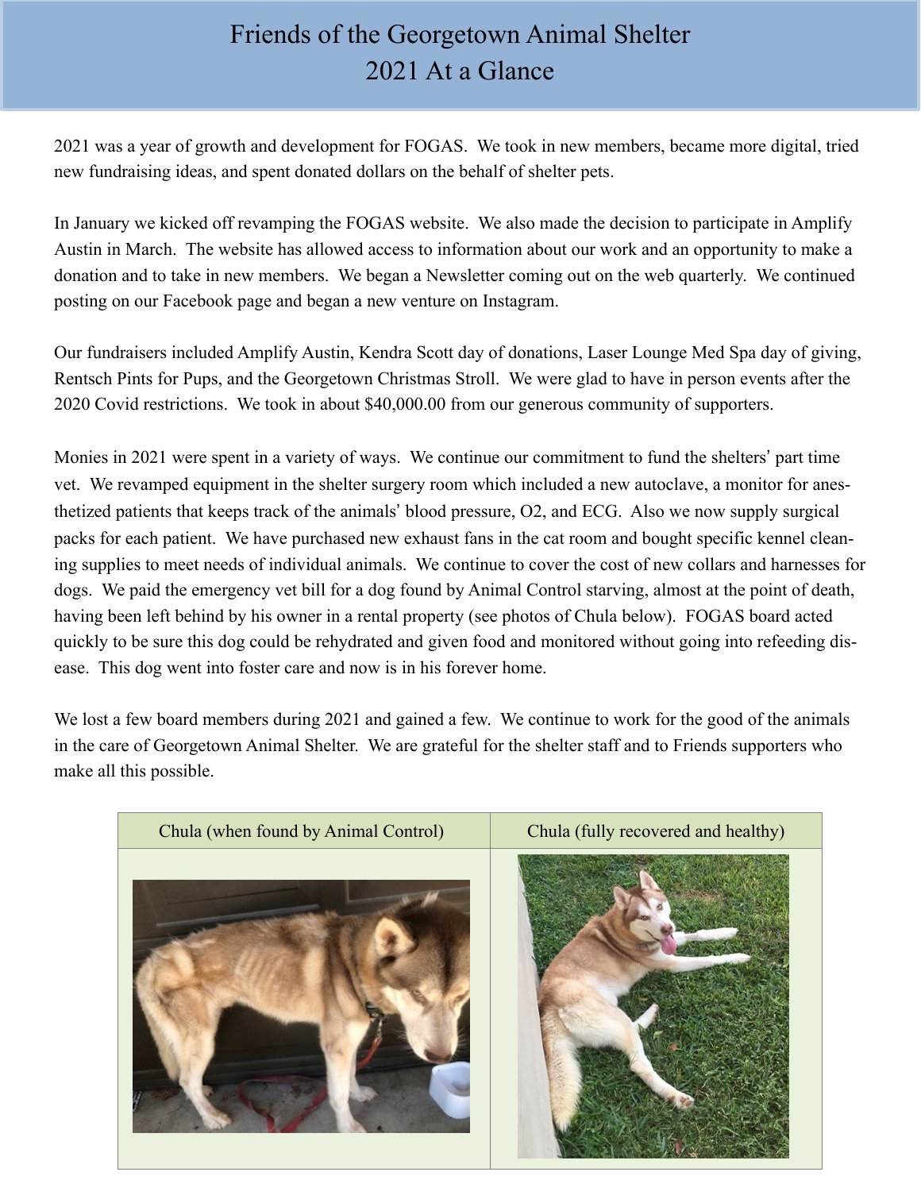# Friends of the Georgetown Animal Shelter
# 2021 At a Glance

2021 was a year of growth and development for FOGAS. We took in new members, became more digital, tried new fundraising ideas, and spent donated dollars on the behalf of shelter pets.

In January we kicked off revamping the FOGAS website. We also made the decision to participate in Amplify Austin in March. The website has allowed access to information about our work and an opportunity to make a donation and to take in new members. We began a Newsletter coming out on the web quarterly. We continued posting on our Facebook page and began a new venture on Instagram.

Our fundraisers included Amplify Austin, Kendra Scott day of donations, Laser Lounge Med Spa day of giving, Rentsch Pints for Pups, and the Georgetown Christmas Stroll. We were glad to have in person events after the 2020 Covid restrictions. We took in about $40,000.00 from our generous community of supporters.

Monies in 2021 were spent in a variety of ways. We continue our commitment to fund the shelters' part time vet. We revamped equipment in the shelter surgery room which included a new autoclave, a monitor for anesthetized patients that keeps track of the animals' blood pressure, O2, and ECG. Also we now supply surgical packs for each patient. We have purchased new exhaust fans in the cat room and bought specific kennel cleaning supplies to meet needs of individual animals. We continue to cover the cost of new collars and harnesses for dogs. We paid the emergency vet bill for a dog found by Animal Control starving, almost at the point of death, having been left behind by his owner in a rental property (see photos of Chula below). FOGAS board acted quickly to be sure this dog could be rehydrated and given food and monitored without going into refeeding disease. This dog went into foster care and now is in his forever home.

We lost a few board members during 2021 and gained a few. We continue to work for the good of the animals in the care of Georgetown Animal Shelter. We are grateful for the shelter staff and to Friends supporters who make all this possible.

| Chula (when found by Animal Control) | Chula (fully recovered and healthy) |
| --- | --- |
| | |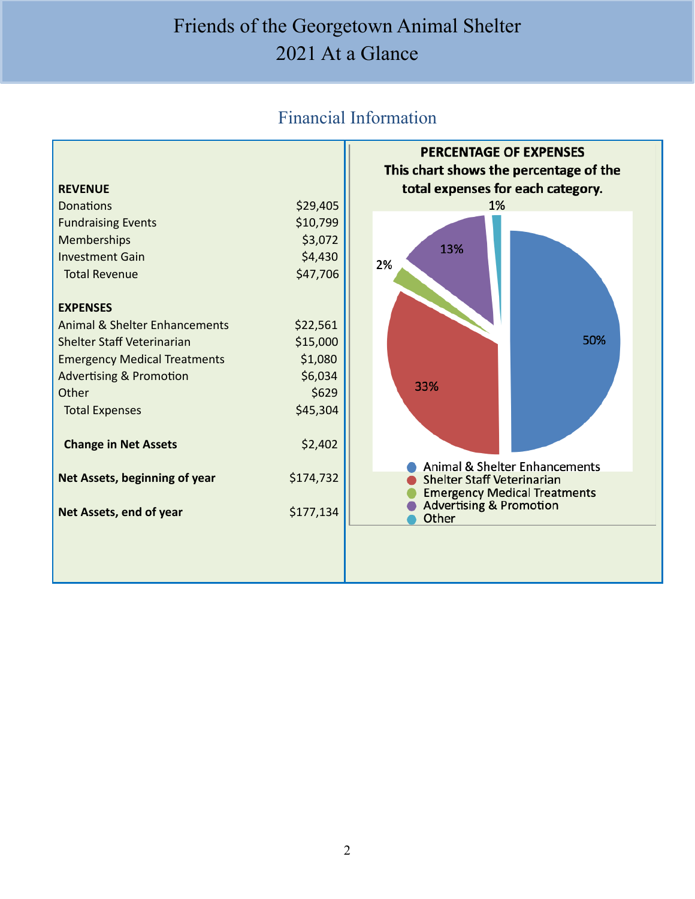# Friends of the Georgetown Animal Shelter
# 2021 At a Glance

## Financial Information

| | |
|---|---|
| **REVENUE** | |
| Donations | $29,405 |
| Fundraising Events | $10,799 |
| Memberships | $3,072 |
| Investment Gain | $4,430 |
| Total Revenue | $47,706 |
| | |
| **EXPENSES** | |
| Animal & Shelter Enhancements | $22,561 |
| Shelter Staff Veterinarian | $15,000 |
| Emergency Medical Treatments | $1,080 |
| Advertising & Promotion | $6,034 |
| Other | $629 |
| Total Expenses | $45,304 |
| | |
| **Change in Net Assets** | $2,402 |
| | |
| **Net Assets, beginning of year** | $174,732 |
| | |
| **Net Assets, end of year** | $177,134 |

**PERCENTAGE OF EXPENSES**
**This chart shows the percentage of the total expenses for each category.**

1%
13%
2%
50%
33%

Animal & Shelter Enhancements
Shelter Staff Veterinarian
Emergency Medical Treatments
Advertising & Promotion
Other